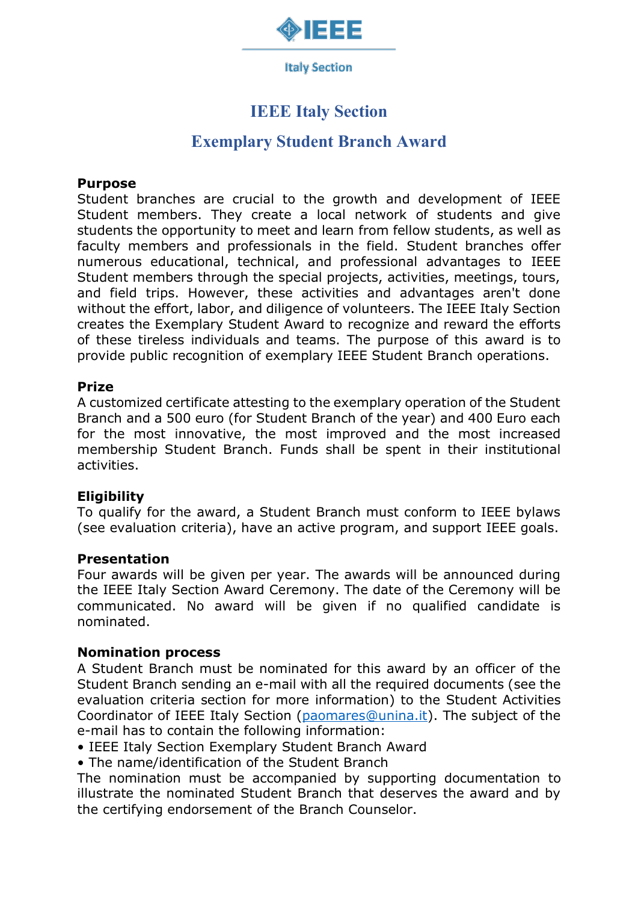# IEEE Italy Section

## Exemplary Student Branch Award

**Purpose**

Student branches are crucial to the growth and development of IEEE Student members. They create a local network of students and give students the opportunity to meet and learn from fellow students, as well as faculty members and professionals in the field. Student branches offer numerous educational, technical, and professional advantages to IEEE Student members through the special projects, activities, meetings, tours, and field trips. However, these activities and advantages aren't done without the effort, labor, and diligence of volunteers. The IEEE Italy Section creates the Exemplary Student Award to recognize and reward the efforts of these tireless individuals and teams. The purpose of this award is to provide public recognition of exemplary IEEE Student Branch operations.

**Prize**

A customized certificate attesting to the exemplary operation of the Student Branch and a 500 euro (for Student Branch of the year) and 400 Euro each for the most innovative, the most improved and the most increased membership Student Branch. Funds shall be spent in their institutional activities.

**Eligibility**

To qualify for the award, a Student Branch must conform to IEEE bylaws (see evaluation criteria), have an active program, and support IEEE goals.

**Presentation**

Four awards will be given per year. The awards will be announced during the IEEE Italy Section Award Ceremony. The date of the Ceremony will be communicated. No award will be given if no qualified candidate is nominated.

**Nomination process**

A Student Branch must be nominated for this award by an officer of the Student Branch sending an e-mail with all the required documents (see the evaluation criteria section for more information) to the Student Activities Coordinator of IEEE Italy Section (paomares@unina.it). The subject of the e-mail has to contain the following information:

- IEEE Italy Section Exemplary Student Branch Award
- The name/identification of the Student Branch

The nomination must be accompanied by supporting documentation to illustrate the nominated Student Branch that deserves the award and by the certifying endorsement of the Branch Counselor.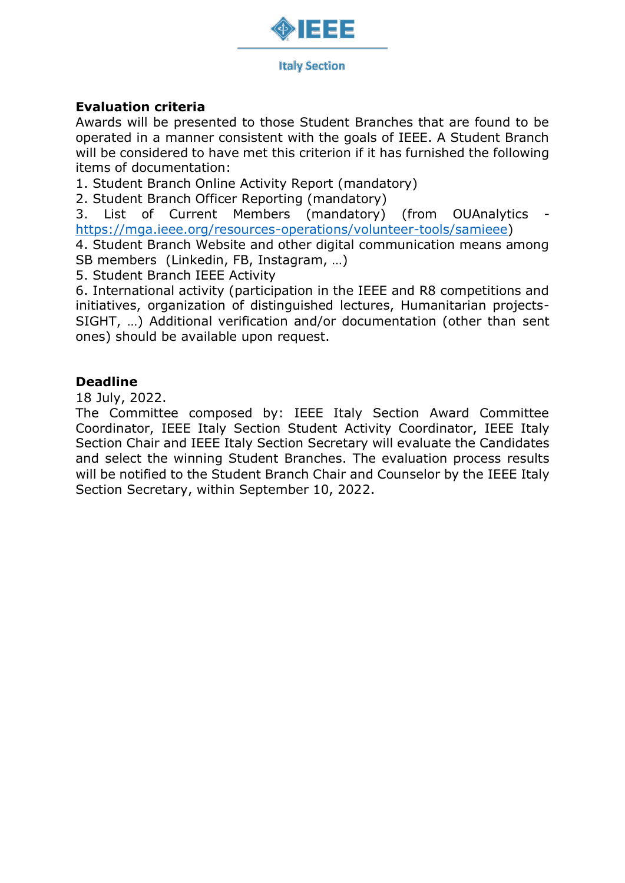**Evaluation criteria**

Awards will be presented to those Student Branches that are found to be operated in a manner consistent with the goals of IEEE. A Student Branch will be considered to have met this criterion if it has furnished the following items of documentation:

1. Student Branch Online Activity Report (mandatory)
2. Student Branch Officer Reporting (mandatory)
3. List of Current Members (mandatory) (from OUAnalytics - https://mga.ieee.org/resources-operations/volunteer-tools/samieee)
4. Student Branch Website and other digital communication means among SB members (Linkedin, FB, Instagram, …)
5. Student Branch IEEE Activity
6. International activity (participation in the IEEE and R8 competitions and initiatives, organization of distinguished lectures, Humanitarian projects-SIGHT, …) Additional verification and/or documentation (other than sent ones) should be available upon request.

**Deadline**

18 July, 2022.

The Committee composed by: IEEE Italy Section Award Committee Coordinator, IEEE Italy Section Student Activity Coordinator, IEEE Italy Section Chair and IEEE Italy Section Secretary will evaluate the Candidates and select the winning Student Branches. The evaluation process results will be notified to the Student Branch Chair and Counselor by the IEEE Italy Section Secretary, within September 10, 2022.